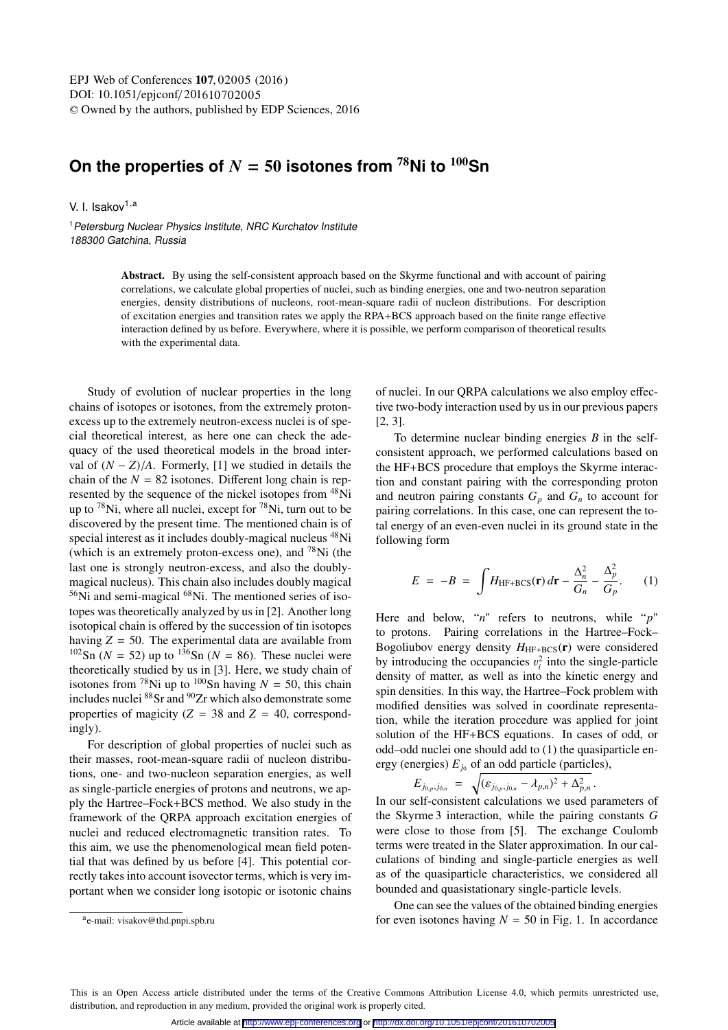# On the properties of $N = 50$ isotones from $^{78}$Ni to $^{100}$Sn

V. I. Isakov[1,a]

[1] *Petersburg Nuclear Physics Institute, NRC Kurchatov Institute 188300 Gatchina, Russia*

**Abstract.** By using the self-consistent approach based on the Skyrme functional and with account of pairing correlations, we calculate global properties of nuclei, such as binding energies, one and two-neutron separation energies, density distributions of nucleons, root-mean-square radii of nucleon distributions. For description of excitation energies and transition rates we apply the RPA+BCS approach based on the finite range effective interaction defined by us before. Everywhere, where it is possible, we perform comparison of theoretical results with the experimental data.

Study of evolution of nuclear properties in the long chains of isotopes or isotones, from the extremely proton-excess up to the extremely neutron-excess nuclei is of special theoretical interest, as here one can check the adequacy of the used theoretical models in the broad interval of $(N - Z)/A$. Formerly, [1] we studied in details the chain of the $N = 82$ isotones. Different long chain is represented by the sequence of the nickel isotopes from $^{48}$Ni up to $^{78}$Ni, where all nuclei, except for $^{78}$Ni, turn out to be discovered by the present time. The mentioned chain is of special interest as it includes doubly-magical nucleus $^{48}$Ni (which is an extremely proton-excess one), and $^{78}$Ni (the last one is strongly neutron-excess, and also the doubly-magical nucleus). This chain also includes doubly magical $^{56}$Ni and semi-magical $^{68}$Ni. The mentioned series of isotopes was theoretically analyzed by us in [2]. Another long isotopical chain is offered by the succession of tin isotopes having $Z = 50$. The experimental data are available from $^{102}$Sn ($N = 52$) up to $^{136}$Sn ($N = 86$). These nuclei were theoretically studied by us in [3]. Here, we study chain of isotones from $^{78}$Ni up to $^{100}$Sn having $N = 50$, this chain includes nuclei $^{88}$Sr and $^{90}$Zr which also demonstrate some properties of magicity ($Z = 38$ and $Z = 40$, correspondingly).

For description of global properties of nuclei such as their masses, root-mean-square radii of nucleon distributions, one- and two-nucleon separation energies, as well as single-particle energies of protons and neutrons, we apply the Hartree–Fock+BCS method. We also study in the framework of the QRPA approach excitation energies of nuclei and reduced electromagnetic transition rates. To this aim, we use the phenomenological mean field potential that was defined by us before [4]. This potential correctly takes into account isovector terms, which is very important when we consider long isotopic or isotonic chains of nuclei. In our QRPA calculations we also employ effective two-body interaction used by us in our previous papers [2, 3].

To determine nuclear binding energies $B$ in the self-consistent approach, we performed calculations based on the HF+BCS procedure that employs the Skyrme interaction and constant pairing with the corresponding proton and neutron pairing constants $G_p$ and $G_n$ to account for pairing correlations. In this case, one can represent the total energy of an even-even nuclei in its ground state in the following form

$$E = -B = \int H_{\mathrm{HF+BCS}}(\mathbf{r})\, d\mathbf{r} - \frac{\Delta_n^2}{G_n} - \frac{\Delta_p^2}{G_p}. \qquad (1)$$

Here and below, "$n$" refers to neutrons, while "$p$" to protons. Pairing correlations in the Hartree–Fock–Bogoliubov energy density $H_{\mathrm{HF+BCS}}(\mathbf{r})$ were considered by introducing the occupancies $v_i^2$ into the single-particle density of matter, as well as into the kinetic energy and spin densities. In this way, the Hartree–Fock problem with modified densities was solved in coordinate representation, while the iteration procedure was applied for joint solution of the HF+BCS equations. In cases of odd, or odd–odd nuclei one should add to (1) the quasiparticle energy (energies) $E_{j_0}$ of an odd particle (particles),

$$E_{j_{0,p},j_{0,n}} = \sqrt{(\varepsilon_{j_{0,p},j_{0,n}} - \lambda_{p,n})^2 + \Delta_{p,n}^2}\,.$$

In our self-consistent calculations we used parameters of the Skyrme 3 interaction, while the pairing constants $G$ were close to those from [5]. The exchange Coulomb terms were treated in the Slater approximation. In our calculations of binding and single-particle energies as well as of the quasiparticle characteristics, we considered all bounded and quasistationary single-particle levels.

One can see the values of the obtained binding energies for even isotones having $N = 50$ in Fig. 1. In accordance

[a] e-mail: visakov@thd.pnpi.spb.ru

This is an Open Access article distributed under the terms of the Creative Commons Attribution License 4.0, which permits unrestricted use, distribution, and reproduction in any medium, provided the original work is properly cited.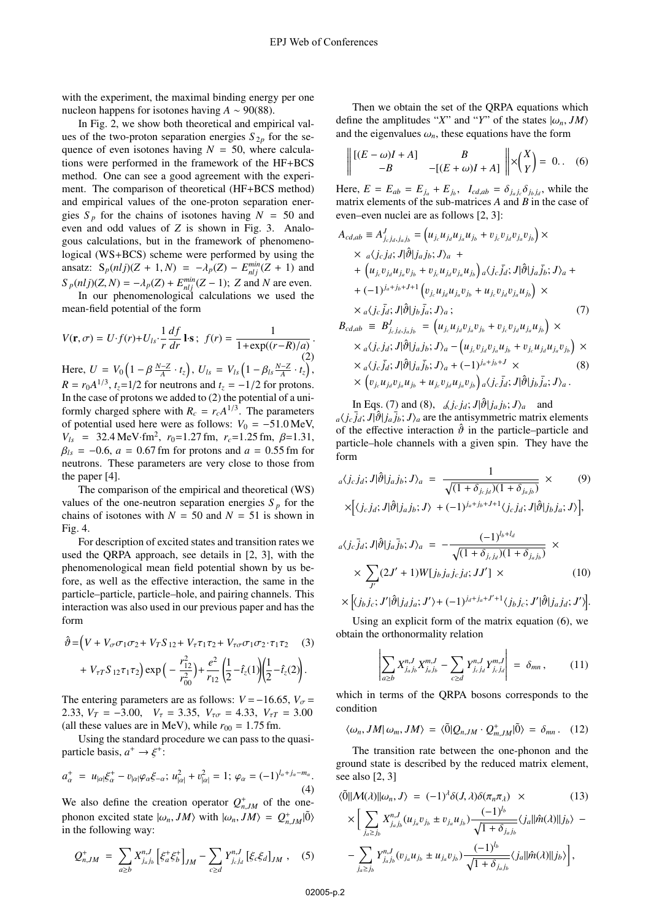with the experiment, the maximal binding energy per one nucleon happens for isotones having $A \sim 90(88)$.

In Fig. 2, we show both theoretical and empirical values of the two-proton separation energies $S_{2p}$ for the sequence of even isotones having $N = 50$, where calculations were performed in the framework of the HF+BCS method. One can see a good agreement with the experiment. The comparison of theoretical (HF+BCS method) and empirical values of the one-proton separation energies $S_p$ for the chains of isotones having $N = 50$ and even and odd values of $Z$ is shown in Fig. 3. Analogous calculations, but in the framework of phenomenological (WS+BCS) scheme were performed by using the ansatz: $S_p(nlj)(Z+1, N) = -\lambda_p(Z) - E^{min}_{nlj}(Z+1)$ and $S_p(nlj)(Z, N) = -\lambda_p(Z) + E^{min}_{nlj}(Z-1)$; $Z$ and $N$ are even.

In our phenomenological calculations we used the mean-field potential of the form

$$V(\mathbf{r}, \sigma) = U \cdot f(r) + U_{ls} \cdot \frac{1}{r}\frac{df}{dr}\,\mathbf{l}\cdot\mathbf{s}\,;\;\; f(r) = \frac{1}{1+\exp((r-R)/a)}\,. \tag{2}$$

Here, $U = V_0\left(1 - \beta\,\frac{N-Z}{A}\cdot t_z\right)$, $U_{ls} = V_{ls}\left(1 - \beta_{ls}\frac{N-Z}{A}\cdot t_z\right)$, $R = r_0 A^{1/3}$, $t_z$=1/2 for neutrons and $t_z = -1/2$ for protons. In the case of protons we added to (2) the potential of a uniformly charged sphere with $R_c = r_c A^{1/3}$. The parameters of potential used here were as follows: $V_0 = -51.0$ MeV, $V_{ls} = 32.4$ MeV·fm$^2$, $r_0$=1.27 fm, $r_c$=1.25 fm, $\beta$=1.31, $\beta_{ls} = -0.6$, $a = 0.67$ fm for protons and $a = 0.55$ fm for neutrons. These parameters are very close to those from the paper [4].

The comparison of the empirical and theoretical (WS) values of the one-neutron separation energies $S_p$ for the chains of isotones with $N = 50$ and $N = 51$ is shown in Fig. 4.

For description of excited states and transition rates we used the QRPA approach, see details in [2, 3], with the phenomenological mean field potential shown by us before, as well as the effective interaction, the same in the particle–particle, particle–hole, and pairing channels. This interaction was also used in our previous paper and has the form

$$\hat{\vartheta} = \Big(V + V_\sigma \sigma_1\sigma_2 + V_T S_{12} + V_\tau \tau_1\tau_2 + V_{\tau\sigma}\sigma_1\sigma_2\cdot\tau_1\tau_2 \tag{3}$$
$$+\, V_{\tau T} S_{12}\tau_1\tau_2\Big)\exp\Big(-\frac{r_{12}^2}{r_{00}^2}\Big) + \frac{e^2}{r_{12}}\left(\frac{1}{2} - \hat{t}_z(1)\right)\left(\frac{1}{2} - \hat{t}_z(2)\right).$$

The entering parameters are as follows: $V = -16.65$, $V_\sigma = 2.33$, $V_T = -3.00$, $V_\tau = 3.35$, $V_{\tau\sigma} = 4.33$, $V_{\tau T} = 3.00$ (all these values are in MeV), while $r_{00} = 1.75$ fm.

Using the standard procedure we can pass to the quasiparticle basis, $a^+ \to \xi^+$:

$$a^+_\alpha \;=\; u_{|\alpha|}\xi^+_\alpha - v_{|\alpha|}\varphi_\alpha \xi_{-\alpha};\; u^2_{|\alpha|} + v^2_{|\alpha|} = 1;\; \varphi_\alpha = (-1)^{l_\alpha + j_\alpha - m_\alpha}. \tag{4}$$

We also define the creation operator $Q^+_{n,JM}$ of the one-phonon excited state $|\omega_n, JM\rangle$ with $|\omega_n, JM\rangle = Q^+_{n,JM}|\tilde{0}\rangle$ in the following way:

$$Q^+_{n,JM} \;=\; \sum_{a\geq b} X^{n,J}_{j_a j_b}\left[\xi^+_a \xi^+_b\right]_{JM} - \sum_{c\geq d} Y^{n,J}_{j_c j_d}\left[\xi_c \xi_d\right]_{JM}\,, \tag{5}$$

Then we obtain the set of the QRPA equations which define the amplitudes "$X$" and "$Y$" of the states $|\omega_n, JM\rangle$ and the eigenvalues $\omega_n$, these equations have the form

$$\left\| \begin{matrix} [(E-\omega)I + A] & B \\ -B & -[(E+\omega)I + A] \end{matrix} \right\| \times \begin{pmatrix} X \\ Y \end{pmatrix} = 0.. \tag{6}$$

Here, $E = E_{ab} = E_{j_a} + E_{j_b}$, $I_{cd,ab} = \delta_{j_a j_c}\delta_{j_b j_d}$, while the matrix elements of the sub-matrices $A$ and $B$ in the case of even–even nuclei are as follows [2, 3]:

$$\begin{aligned} A_{cd,ab} \equiv A^J_{j_c j_d, j_a j_b} &= \Big(u_{j_c}u_{j_d}u_{j_a}u_{j_b} + v_{j_c}v_{j_d}v_{j_a}v_{j_b}\Big)\times \\ &\times\; {}_a\langle j_c j_d; J|\hat{\vartheta}|j_a j_b; J\rangle_a \;+ \\ &+\; \Big(u_{j_c}v_{j_d}u_{j_a}v_{j_b} + v_{j_c}u_{j_d}v_{j_a}u_{j_b}\Big)\,{}_a\langle j_c \bar{j}_d; J|\hat{\vartheta}|j_a \bar{j}_b; J\rangle_a \;+ \\ &+\; (-1)^{j_a+j_b+J+1}\Big(v_{j_c}u_{j_d}u_{j_a}v_{j_b} + u_{j_c}v_{j_d}v_{j_a}u_{j_b}\Big)\times \\ &\times\; {}_a\langle j_c \bar{j}_d; J|\hat{\vartheta}|j_b \bar{j}_a; J\rangle_a\,; \end{aligned} \tag{7}$$

$$\begin{aligned} B_{cd,ab} \;\equiv\; B^J_{j_c j_d, j_a j_b} &= \Big(u_{j_c}u_{j_d}v_{j_a}v_{j_b} + v_{j_c}v_{j_d}u_{j_a}u_{j_b}\Big)\times \\ &\times\; {}_a\langle j_c j_d; J|\hat{\vartheta}|j_a j_b; J\rangle_a - \Big(u_{j_c}v_{j_d}v_{j_a}u_{j_b} + v_{j_c}u_{j_d}u_{j_a}v_{j_b}\Big)\times \\ &\times\; {}_a\langle j_c \bar{j}_d; J|\hat{\vartheta}|j_a \bar{j}_b; J\rangle_a + (-1)^{j_a+j_b+J}\times \\ &\times\; \Big(v_{j_c}u_{j_d}v_{j_a}u_{j_b} + u_{j_c}v_{j_d}u_{j_a}v_{j_b}\Big)\,{}_a\langle j_c \bar{j}_d; J|\hat{\vartheta}|j_b \bar{j}_a; J\rangle_a\,. \end{aligned} \tag{8}$$

In Eqs. (7) and (8), ${}_a\langle j_c j_d; J|\hat{\vartheta}|j_a j_b; J\rangle_a$ and ${}_a\langle j_c \bar{j}_d; J|\hat{\vartheta}|j_a \bar{j}_b; J\rangle_a$ are the antisymmetric matrix elements of the effective interaction $\hat{\vartheta}$ in the particle–particle and particle–hole channels with a given spin. They have the form

$$\begin{aligned} {}_a\langle j_c j_d; J|\hat{\vartheta}|j_a j_b; J\rangle_a \;&=\; \frac{1}{\sqrt{(1+\delta_{j_c j_d})(1+\delta_{j_a j_b})}} \;\times \\ &\times\Big[\langle j_c j_d; J|\hat{\vartheta}|j_a j_b; J\rangle \;+ (-1)^{j_a+j_b+J+1}\langle j_c j_d; J|\hat{\vartheta}|j_b j_a; J\rangle\Big], \end{aligned} \tag{9}$$

$$\begin{aligned} {}_a\langle j_c \bar{j}_d; J|\hat{\vartheta}|j_a \bar{j}_b; J\rangle_a \;&=\; -\frac{(-1)^{l_b+l_d}}{\sqrt{(1+\delta_{j_c j_d})(1+\delta_{j_a j_b})}} \;\times \\ &\times\; \sum_{J'}(2J'+1)W[j_b j_a j_c j_d; JJ'] \;\times \\ &\times\Big[\langle j_b j_c; J'|\hat{\vartheta}|j_d j_a; J'\rangle + (-1)^{j_d+j_a+J'+1}\langle j_b j_c; J'|\hat{\vartheta}|j_a j_d; J'\rangle\Big]. \end{aligned} \tag{10}$$

Using an explicit form of the matrix equation (6), we obtain the orthonormality relation

$$\left|\sum_{a\geq b} X^{n,J}_{j_a j_b} X^{m,J}_{j_a j_b} - \sum_{c\geq d} Y^{n,J}_{j_c j_d} Y^{m,J}_{j_c j_d}\right| \;=\; \delta_{mn}\,, \tag{11}$$

which in terms of the QRPA bosons corresponds to the condition

$$\langle \omega_n, JM|\,\omega_m, JM\rangle \;=\; \langle \tilde{0}|Q_{n,JM}\cdot Q^+_{m,JM}|\tilde{0}\rangle \;=\; \delta_{mn}\,. \tag{12}$$

The transition rate between the one-phonon and the ground state is described by the reduced matrix element, see also [2, 3]

$$\begin{aligned} \langle \tilde{0}\|\mathcal{M}(\lambda)\|\omega_n, J\rangle \;&=\; (-1)^\lambda \delta(J,\lambda)\delta(\pi_n \pi_\lambda) \;\times \\ &\times\Big[\sum_{j_a\geq j_b} X^{n,J}_{j_a j_b}(u_{j_a}v_{j_b} \pm v_{j_a}u_{j_b})\frac{(-1)^{l_b}}{\sqrt{1+\delta_{j_a j_b}}}\langle j_a\|\hat{m}(\lambda)\|j_b\rangle \;- \\ &-\; \sum_{j_a\geq j_b} Y^{n,J}_{j_a j_b}(v_{j_a}u_{j_b} \pm u_{j_a}v_{j_b})\frac{(-1)^{l_b}}{\sqrt{1+\delta_{j_a j_b}}}\langle j_a\|\hat{m}(\lambda)\|j_b\rangle\Big], \end{aligned} \tag{13}$$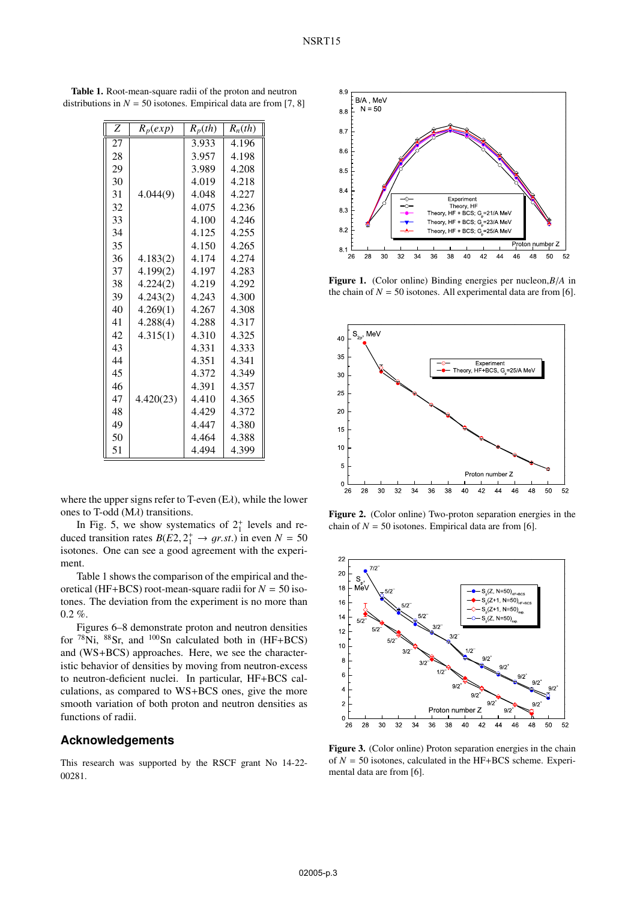**Table 1.** Root-mean-square radii of the proton and neutron distributions in $N = 50$ isotones. Empirical data are from [7, 8]

| $Z$ | $R_p(exp)$ | $R_p(th)$ | $R_n(th)$ |
|---|---|---|---|
| 27 | | 3.933 | 4.196 |
| 28 | | 3.957 | 4.198 |
| 29 | | 3.989 | 4.208 |
| 30 | | 4.019 | 4.218 |
| 31 | 4.044(9) | 4.048 | 4.227 |
| 32 | | 4.075 | 4.236 |
| 33 | | 4.100 | 4.246 |
| 34 | | 4.125 | 4.255 |
| 35 | | 4.150 | 4.265 |
| 36 | 4.183(2) | 4.174 | 4.274 |
| 37 | 4.199(2) | 4.197 | 4.283 |
| 38 | 4.224(2) | 4.219 | 4.292 |
| 39 | 4.243(2) | 4.243 | 4.300 |
| 40 | 4.269(1) | 4.267 | 4.308 |
| 41 | 4.288(4) | 4.288 | 4.317 |
| 42 | 4.315(1) | 4.310 | 4.325 |
| 43 | | 4.331 | 4.333 |
| 44 | | 4.351 | 4.341 |
| 45 | | 4.372 | 4.349 |
| 46 | | 4.391 | 4.357 |
| 47 | 4.420(23) | 4.410 | 4.365 |
| 48 | | 4.429 | 4.372 |
| 49 | | 4.447 | 4.380 |
| 50 | | 4.464 | 4.388 |
| 51 | | 4.494 | 4.399 |

where the upper signs refer to T-even (E$\lambda$), while the lower ones to T-odd (M$\lambda$) transitions.

In Fig. 5, we show systematics of $2_1^+$ levels and reduced transition rates $B(E2, 2_1^+ \to gr.st.)$ in even $N = 50$ isotones. One can see a good agreement with the experiment.

Table 1 shows the comparison of the empirical and theoretical (HF+BCS) root-mean-square radii for $N = 50$ isotones. The deviation from the experiment is no more than 0.2 %.

Figures 6–8 demonstrate proton and neutron densities for $^{78}$Ni, $^{88}$Sr, and $^{100}$Sn calculated both in (HF+BCS) and (WS+BCS) approaches. Here, we see the characteristic behavior of densities by moving from neutron-excess to neutron-deficient nuclei. In particular, HF+BCS calculations, as compared to WS+BCS ones, give the more smooth variation of both proton and neutron densities as functions of radii.

## Acknowledgements

This research was supported by the RSCF grant No 14-22-00281.

**Figure 1.** (Color online) Binding energies per nucleon, $B/A$ in the chain of $N = 50$ isotones. All experimental data are from [6].

**Figure 2.** (Color online) Two-proton separation energies in the chain of $N = 50$ isotones. Empirical data are from [6].

**Figure 3.** (Color online) Proton separation energies in the chain of $N = 50$ isotones, calculated in the HF+BCS scheme. Experimental data are from [6].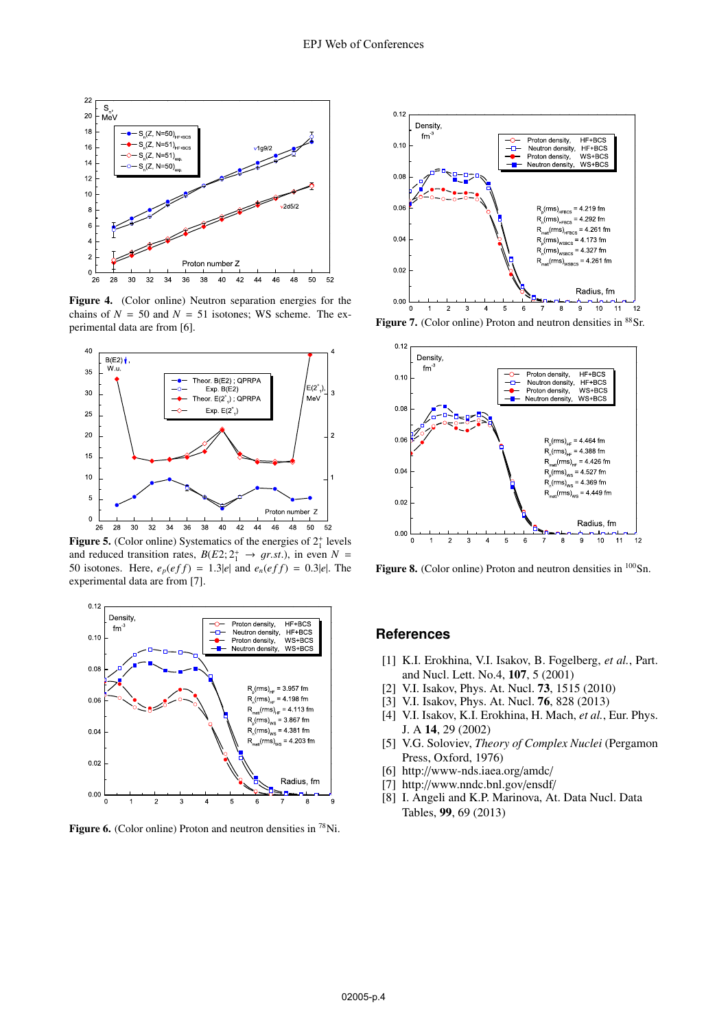S$_n$, MeV

$S_n(Z, N=50)_{HF+BCS}$

$S_n(Z, N=51)_{HF+BCS}$

$S_n(Z, N=51)_{exp.}$

$S_n(Z, N=50)_{exp.}$

ν1g9/2

ν2d5/2

Proton number Z

**Figure 4.** (Color online) Neutron separation energies for the chains of $N = 50$ and $N = 51$ isotones; WS scheme. The experimental data are from [6].

B(E2)↑, W.u.

Theor. B(E2) ; QPRPA

Exp. B(E2)

Theor. E(2$^+_1$) ; QPRPA

Exp. E(2$^+_1$)

E(2$^+_1$), MeV

Proton number Z

**Figure 5.** (Color online) Systematics of the energies of $2^+_1$ levels and reduced transition rates, $B(E2; 2^+_1 \rightarrow gr.st.)$, in even $N = 50$ isotones. Here, $e_p(eff) = 1.3|e|$ and $e_n(eff) = 0.3|e|$. The experimental data are from [7].

Density, fm$^{-3}$

Proton density, HF+BCS

Neutron density, HF+BCS

Proton density, WS+BCS

Neutron density, WS+BCS

$R_p(rms)_{HF} = 3.957$ fm

$R_n(rms)_{HF} = 4.198$ fm

$R_{mat}(rms)_{HF} = 4.113$ fm

$R_p(rms)_{WS} = 3.867$ fm

$R_n(rms)_{WS} = 4.381$ fm

$R_{mat}(rms)_{WS} = 4.203$ fm

Radius, fm

**Figure 6.** (Color online) Proton and neutron densities in $^{78}$Ni.

Density, fm$^{-3}$

Proton density, HF+BCS

Neutron density, HF+BCS

Proton density, WS+BCS

Neutron density, WS+BCS

$R_p(rms)_{HFBCS} = 4.219$ fm

$R_n(rms)_{HFBCS} = 4.292$ fm

$R_{mat}(rms)_{HFBCS} = 4.261$ fm

$R_p(rms)_{WSBCS} = 4.173$ fm

$R_n(rms)_{WSBCS} = 4.327$ fm

$R_{mat}(rms)_{WSBCS} = 4.261$ fm

Radius, fm

**Figure 7.** (Color online) Proton and neutron densities in $^{88}$Sr.

Density, fm$^{-3}$

Proton density, HF+BCS

Neutron density, HF+BCS

Proton density, WS+BCS

Neutron density, WS+BCS

$R_p(rms)_{HF} = 4.464$ fm

$R_n(rms)_{HF} = 4.388$ fm

$R_{mat}(rms)_{HF} = 4.426$ fm

$R_p(rms)_{WS} = 4.527$ fm

$R_n(rms)_{WS} = 4.369$ fm

$R_{mat}(rms)_{WS} = 4.449$ fm

Radius, fm

**Figure 8.** (Color online) Proton and neutron densities in $^{100}$Sn.

## References

[1] K.I. Erokhina, V.I. Isakov, B. Fogelberg, *et al.*, Part. and Nucl. Lett. No.4, **107**, 5 (2001)

[2] V.I. Isakov, Phys. At. Nucl. **73**, 1515 (2010)

[3] V.I. Isakov, Phys. At. Nucl. **76**, 828 (2013)

[4] V.I. Isakov, K.I. Erokhina, H. Mach, *et al.*, Eur. Phys. J. A **14**, 29 (2002)

[5] V.G. Soloviev, *Theory of Complex Nuclei* (Pergamon Press, Oxford, 1976)

[6] http://www-nds.iaea.org/amdc/

[7] http://www.nndc.bnl.gov/ensdf/

[8] I. Angeli and K.P. Marinova, At. Data Nucl. Data Tables, **99**, 69 (2013)